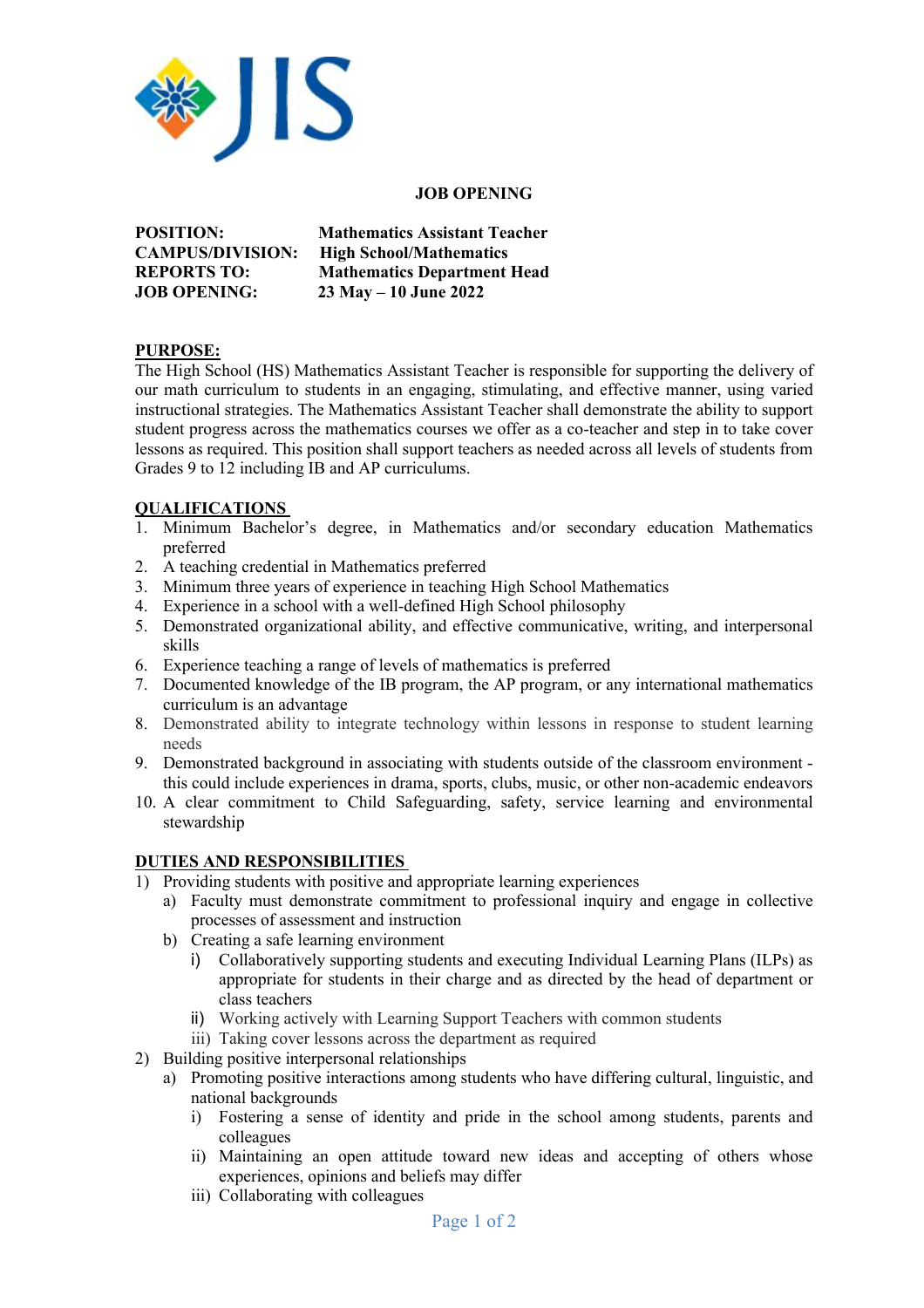**JOB OPENING**

**POSITION:** Mathematics Assistant Teacher
**CAMPUS/DIVISION:** High School/Mathematics
**REPORTS TO:** Mathematics Department Head
**JOB OPENING:** 23 May – 10 June 2022

## PURPOSE:

The High School (HS) Mathematics Assistant Teacher is responsible for supporting the delivery of our math curriculum to students in an engaging, stimulating, and effective manner, using varied instructional strategies. The Mathematics Assistant Teacher shall demonstrate the ability to support student progress across the mathematics courses we offer as a co-teacher and step in to take cover lessons as required. This position shall support teachers as needed across all levels of students from Grades 9 to 12 including IB and AP curriculums.

## QUALIFICATIONS

1. Minimum Bachelor's degree, in Mathematics and/or secondary education Mathematics preferred
2. A teaching credential in Mathematics preferred
3. Minimum three years of experience in teaching High School Mathematics
4. Experience in a school with a well-defined High School philosophy
5. Demonstrated organizational ability, and effective communicative, writing, and interpersonal skills
6. Experience teaching a range of levels of mathematics is preferred
7. Documented knowledge of the IB program, the AP program, or any international mathematics curriculum is an advantage
8. Demonstrated ability to integrate technology within lessons in response to student learning needs
9. Demonstrated background in associating with students outside of the classroom environment - this could include experiences in drama, sports, clubs, music, or other non-academic endeavors
10. A clear commitment to Child Safeguarding, safety, service learning and environmental stewardship

## DUTIES AND RESPONSIBILITIES

1) Providing students with positive and appropriate learning experiences
   a) Faculty must demonstrate commitment to professional inquiry and engage in collective processes of assessment and instruction
   b) Creating a safe learning environment
      i) Collaboratively supporting students and executing Individual Learning Plans (ILPs) as appropriate for students in their charge and as directed by the head of department or class teachers
      ii) Working actively with Learning Support Teachers with common students
      iii) Taking cover lessons across the department as required
2) Building positive interpersonal relationships
   a) Promoting positive interactions among students who have differing cultural, linguistic, and national backgrounds
      i) Fostering a sense of identity and pride in the school among students, parents and colleagues
      ii) Maintaining an open attitude toward new ideas and accepting of others whose experiences, opinions and beliefs may differ
      iii) Collaborating with colleagues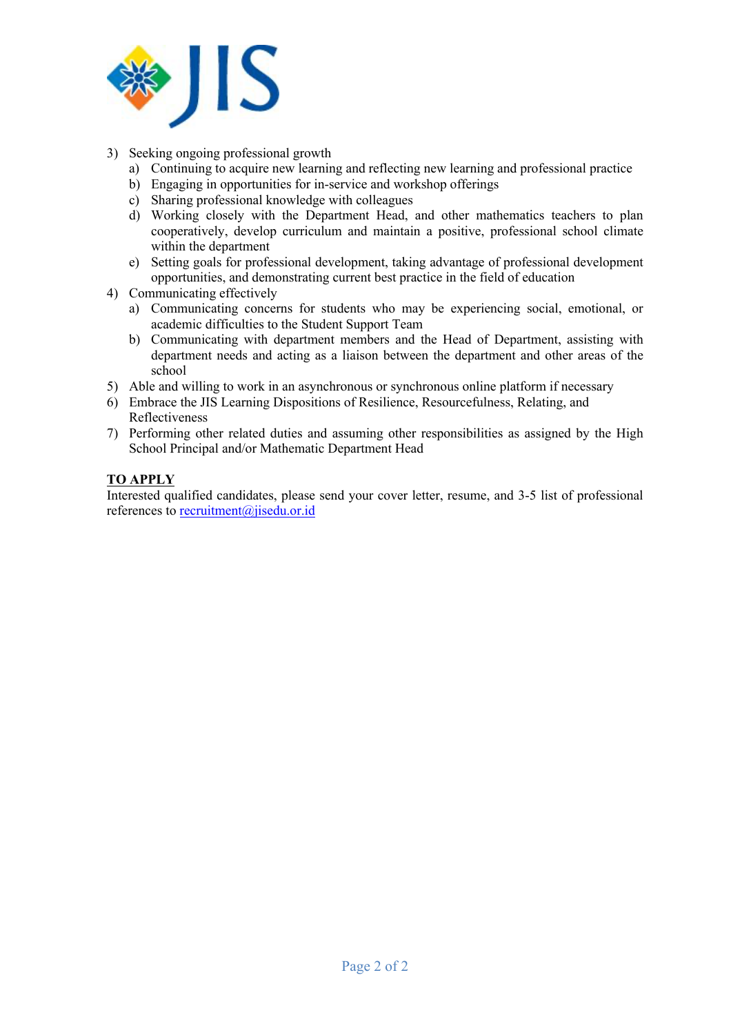3) Seeking ongoing professional growth
   a) Continuing to acquire new learning and reflecting new learning and professional practice
   b) Engaging in opportunities for in-service and workshop offerings
   c) Sharing professional knowledge with colleagues
   d) Working closely with the Department Head, and other mathematics teachers to plan cooperatively, develop curriculum and maintain a positive, professional school climate within the department
   e) Setting goals for professional development, taking advantage of professional development opportunities, and demonstrating current best practice in the field of education
4) Communicating effectively
   a) Communicating concerns for students who may be experiencing social, emotional, or academic difficulties to the Student Support Team
   b) Communicating with department members and the Head of Department, assisting with department needs and acting as a liaison between the department and other areas of the school
5) Able and willing to work in an asynchronous or synchronous online platform if necessary
6) Embrace the JIS Learning Dispositions of Resilience, Resourcefulness, Relating, and Reflectiveness
7) Performing other related duties and assuming other responsibilities as assigned by the High School Principal and/or Mathematic Department Head

**TO APPLY**

Interested qualified candidates, please send your cover letter, resume, and 3-5 list of professional references to recruitment@jisedu.or.id